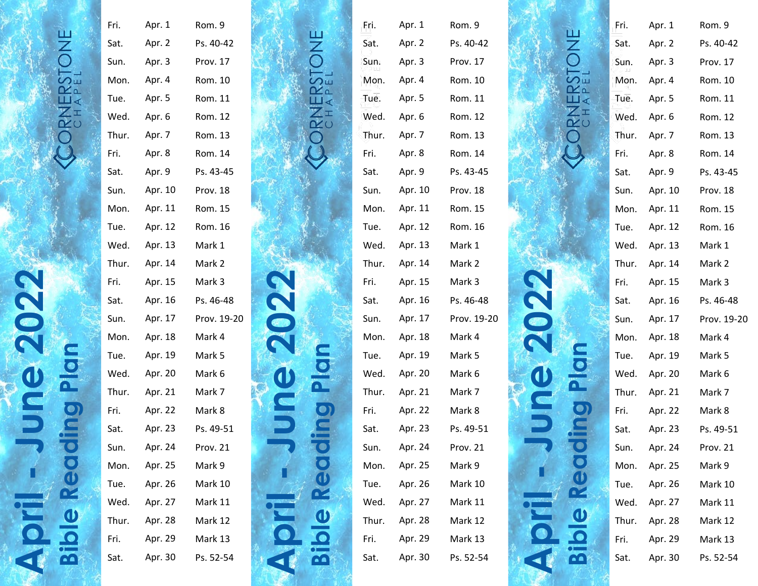# April - June 2022

## Bible Reading Plan

CORNERSTONE CHAPEL

| | | |
|---|---|---|
| Fri. | Apr. 1 | Rom. 9 |
| Sat. | Apr. 2 | Ps. 40-42 |
| Sun. | Apr. 3 | Prov. 17 |
| Mon. | Apr. 4 | Rom. 10 |
| Tue. | Apr. 5 | Rom. 11 |
| Wed. | Apr. 6 | Rom. 12 |
| Thur. | Apr. 7 | Rom. 13 |
| Fri. | Apr. 8 | Rom. 14 |
| Sat. | Apr. 9 | Ps. 43-45 |
| Sun. | Apr. 10 | Prov. 18 |
| Mon. | Apr. 11 | Rom. 15 |
| Tue. | Apr. 12 | Rom. 16 |
| Wed. | Apr. 13 | Mark 1 |
| Thur. | Apr. 14 | Mark 2 |
| Fri. | Apr. 15 | Mark 3 |
| Sat. | Apr. 16 | Ps. 46-48 |
| Sun. | Apr. 17 | Prov. 19-20 |
| Mon. | Apr. 18 | Mark 4 |
| Tue. | Apr. 19 | Mark 5 |
| Wed. | Apr. 20 | Mark 6 |
| Thur. | Apr. 21 | Mark 7 |
| Fri. | Apr. 22 | Mark 8 |
| Sat. | Apr. 23 | Ps. 49-51 |
| Sun. | Apr. 24 | Prov. 21 |
| Mon. | Apr. 25 | Mark 9 |
| Tue. | Apr. 26 | Mark 10 |
| Wed. | Apr. 27 | Mark 11 |
| Thur. | Apr. 28 | Mark 12 |
| Fri. | Apr. 29 | Mark 13 |
| Sat. | Apr. 30 | Ps. 52-54 |

# April - June 2022

## Bible Reading Plan

CORNERSTONE CHAPEL

| | | |
|---|---|---|
| Fri. | Apr. 1 | Rom. 9 |
| Sat. | Apr. 2 | Ps. 40-42 |
| Sun. | Apr. 3 | Prov. 17 |
| Mon. | Apr. 4 | Rom. 10 |
| Tue. | Apr. 5 | Rom. 11 |
| Wed. | Apr. 6 | Rom. 12 |
| Thur. | Apr. 7 | Rom. 13 |
| Fri. | Apr. 8 | Rom. 14 |
| Sat. | Apr. 9 | Ps. 43-45 |
| Sun. | Apr. 10 | Prov. 18 |
| Mon. | Apr. 11 | Rom. 15 |
| Tue. | Apr. 12 | Rom. 16 |
| Wed. | Apr. 13 | Mark 1 |
| Thur. | Apr. 14 | Mark 2 |
| Fri. | Apr. 15 | Mark 3 |
| Sat. | Apr. 16 | Ps. 46-48 |
| Sun. | Apr. 17 | Prov. 19-20 |
| Mon. | Apr. 18 | Mark 4 |
| Tue. | Apr. 19 | Mark 5 |
| Wed. | Apr. 20 | Mark 6 |
| Thur. | Apr. 21 | Mark 7 |
| Fri. | Apr. 22 | Mark 8 |
| Sat. | Apr. 23 | Ps. 49-51 |
| Sun. | Apr. 24 | Prov. 21 |
| Mon. | Apr. 25 | Mark 9 |
| Tue. | Apr. 26 | Mark 10 |
| Wed. | Apr. 27 | Mark 11 |
| Thur. | Apr. 28 | Mark 12 |
| Fri. | Apr. 29 | Mark 13 |
| Sat. | Apr. 30 | Ps. 52-54 |

# April - June 2022

## Bible Reading Plan

CORNERSTONE CHAPEL

| | | |
|---|---|---|
| Fri. | Apr. 1 | Rom. 9 |
| Sat. | Apr. 2 | Ps. 40-42 |
| Sun. | Apr. 3 | Prov. 17 |
| Mon. | Apr. 4 | Rom. 10 |
| Tue. | Apr. 5 | Rom. 11 |
| Wed. | Apr. 6 | Rom. 12 |
| Thur. | Apr. 7 | Rom. 13 |
| Fri. | Apr. 8 | Rom. 14 |
| Sat. | Apr. 9 | Ps. 43-45 |
| Sun. | Apr. 10 | Prov. 18 |
| Mon. | Apr. 11 | Rom. 15 |
| Tue. | Apr. 12 | Rom. 16 |
| Wed. | Apr. 13 | Mark 1 |
| Thur. | Apr. 14 | Mark 2 |
| Fri. | Apr. 15 | Mark 3 |
| Sat. | Apr. 16 | Ps. 46-48 |
| Sun. | Apr. 17 | Prov. 19-20 |
| Mon. | Apr. 18 | Mark 4 |
| Tue. | Apr. 19 | Mark 5 |
| Wed. | Apr. 20 | Mark 6 |
| Thur. | Apr. 21 | Mark 7 |
| Fri. | Apr. 22 | Mark 8 |
| Sat. | Apr. 23 | Ps. 49-51 |
| Sun. | Apr. 24 | Prov. 21 |
| Mon. | Apr. 25 | Mark 9 |
| Tue. | Apr. 26 | Mark 10 |
| Wed. | Apr. 27 | Mark 11 |
| Thur. | Apr. 28 | Mark 12 |
| Fri. | Apr. 29 | Mark 13 |
| Sat. | Apr. 30 | Ps. 52-54 |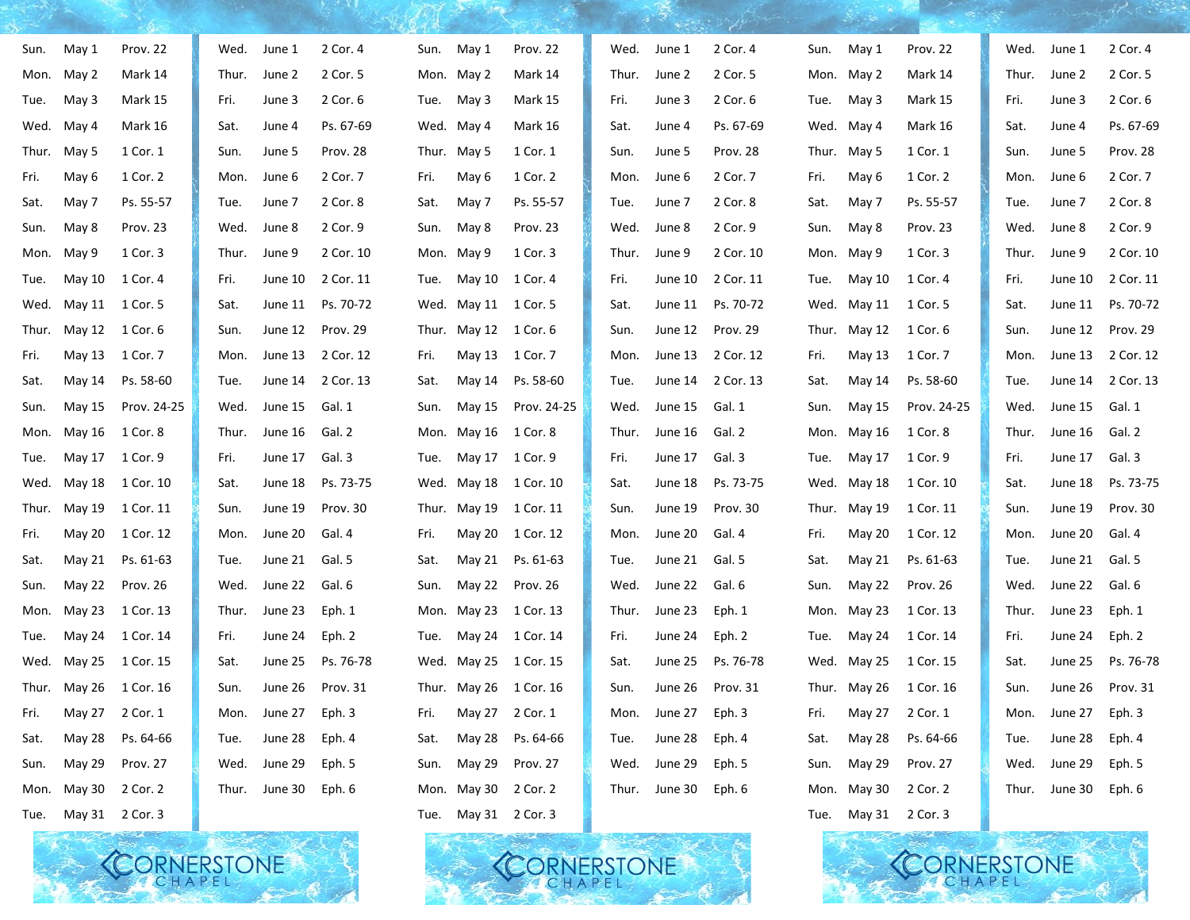| | | | | | |
|---|---|---|---|---|---|
| Sun. | May 1 | Prov. 22 | Wed. | June 1 | 2 Cor. 4 |
| Mon. | May 2 | Mark 14 | Thur. | June 2 | 2 Cor. 5 |
| Tue. | May 3 | Mark 15 | Fri. | June 3 | 2 Cor. 6 |
| Wed. | May 4 | Mark 16 | Sat. | June 4 | Ps. 67-69 |
| Thur. | May 5 | 1 Cor. 1 | Sun. | June 5 | Prov. 28 |
| Fri. | May 6 | 1 Cor. 2 | Mon. | June 6 | 2 Cor. 7 |
| Sat. | May 7 | Ps. 55-57 | Tue. | June 7 | 2 Cor. 8 |
| Sun. | May 8 | Prov. 23 | Wed. | June 8 | 2 Cor. 9 |
| Mon. | May 9 | 1 Cor. 3 | Thur. | June 9 | 2 Cor. 10 |
| Tue. | May 10 | 1 Cor. 4 | Fri. | June 10 | 2 Cor. 11 |
| Wed. | May 11 | 1 Cor. 5 | Sat. | June 11 | Ps. 70-72 |
| Thur. | May 12 | 1 Cor. 6 | Sun. | June 12 | Prov. 29 |
| Fri. | May 13 | 1 Cor. 7 | Mon. | June 13 | 2 Cor. 12 |
| Sat. | May 14 | Ps. 58-60 | Tue. | June 14 | 2 Cor. 13 |
| Sun. | May 15 | Prov. 24-25 | Wed. | June 15 | Gal. 1 |
| Mon. | May 16 | 1 Cor. 8 | Thur. | June 16 | Gal. 2 |
| Tue. | May 17 | 1 Cor. 9 | Fri. | June 17 | Gal. 3 |
| Wed. | May 18 | 1 Cor. 10 | Sat. | June 18 | Ps. 73-75 |
| Thur. | May 19 | 1 Cor. 11 | Sun. | June 19 | Prov. 30 |
| Fri. | May 20 | 1 Cor. 12 | Mon. | June 20 | Gal. 4 |
| Sat. | May 21 | Ps. 61-63 | Tue. | June 21 | Gal. 5 |
| Sun. | May 22 | Prov. 26 | Wed. | June 22 | Gal. 6 |
| Mon. | May 23 | 1 Cor. 13 | Thur. | June 23 | Eph. 1 |
| Tue. | May 24 | 1 Cor. 14 | Fri. | June 24 | Eph. 2 |
| Wed. | May 25 | 1 Cor. 15 | Sat. | June 25 | Ps. 76-78 |
| Thur. | May 26 | 1 Cor. 16 | Sun. | June 26 | Prov. 31 |
| Fri. | May 27 | 2 Cor. 1 | Mon. | June 27 | Eph. 3 |
| Sat. | May 28 | Ps. 64-66 | Tue. | June 28 | Eph. 4 |
| Sun. | May 29 | Prov. 27 | Wed. | June 29 | Eph. 5 |
| Mon. | May 30 | 2 Cor. 2 | Thur. | June 30 | Eph. 6 |
| Tue. | May 31 | 2 Cor. 3 | | | |

CORNERSTONE CHAPEL

| | | | | | |
|---|---|---|---|---|---|
| Sun. | May 1 | Prov. 22 | Wed. | June 1 | 2 Cor. 4 |
| Mon. | May 2 | Mark 14 | Thur. | June 2 | 2 Cor. 5 |
| Tue. | May 3 | Mark 15 | Fri. | June 3 | 2 Cor. 6 |
| Wed. | May 4 | Mark 16 | Sat. | June 4 | Ps. 67-69 |
| Thur. | May 5 | 1 Cor. 1 | Sun. | June 5 | Prov. 28 |
| Fri. | May 6 | 1 Cor. 2 | Mon. | June 6 | 2 Cor. 7 |
| Sat. | May 7 | Ps. 55-57 | Tue. | June 7 | 2 Cor. 8 |
| Sun. | May 8 | Prov. 23 | Wed. | June 8 | 2 Cor. 9 |
| Mon. | May 9 | 1 Cor. 3 | Thur. | June 9 | 2 Cor. 10 |
| Tue. | May 10 | 1 Cor. 4 | Fri. | June 10 | 2 Cor. 11 |
| Wed. | May 11 | 1 Cor. 5 | Sat. | June 11 | Ps. 70-72 |
| Thur. | May 12 | 1 Cor. 6 | Sun. | June 12 | Prov. 29 |
| Fri. | May 13 | 1 Cor. 7 | Mon. | June 13 | 2 Cor. 12 |
| Sat. | May 14 | Ps. 58-60 | Tue. | June 14 | 2 Cor. 13 |
| Sun. | May 15 | Prov. 24-25 | Wed. | June 15 | Gal. 1 |
| Mon. | May 16 | 1 Cor. 8 | Thur. | June 16 | Gal. 2 |
| Tue. | May 17 | 1 Cor. 9 | Fri. | June 17 | Gal. 3 |
| Wed. | May 18 | 1 Cor. 10 | Sat. | June 18 | Ps. 73-75 |
| Thur. | May 19 | 1 Cor. 11 | Sun. | June 19 | Prov. 30 |
| Fri. | May 20 | 1 Cor. 12 | Mon. | June 20 | Gal. 4 |
| Sat. | May 21 | Ps. 61-63 | Tue. | June 21 | Gal. 5 |
| Sun. | May 22 | Prov. 26 | Wed. | June 22 | Gal. 6 |
| Mon. | May 23 | 1 Cor. 13 | Thur. | June 23 | Eph. 1 |
| Tue. | May 24 | 1 Cor. 14 | Fri. | June 24 | Eph. 2 |
| Wed. | May 25 | 1 Cor. 15 | Sat. | June 25 | Ps. 76-78 |
| Thur. | May 26 | 1 Cor. 16 | Sun. | June 26 | Prov. 31 |
| Fri. | May 27 | 2 Cor. 1 | Mon. | June 27 | Eph. 3 |
| Sat. | May 28 | Ps. 64-66 | Tue. | June 28 | Eph. 4 |
| Sun. | May 29 | Prov. 27 | Wed. | June 29 | Eph. 5 |
| Mon. | May 30 | 2 Cor. 2 | Thur. | June 30 | Eph. 6 |
| Tue. | May 31 | 2 Cor. 3 | | | |

CORNERSTONE CHAPEL

| | | | | | |
|---|---|---|---|---|---|
| Sun. | May 1 | Prov. 22 | Wed. | June 1 | 2 Cor. 4 |
| Mon. | May 2 | Mark 14 | Thur. | June 2 | 2 Cor. 5 |
| Tue. | May 3 | Mark 15 | Fri. | June 3 | 2 Cor. 6 |
| Wed. | May 4 | Mark 16 | Sat. | June 4 | Ps. 67-69 |
| Thur. | May 5 | 1 Cor. 1 | Sun. | June 5 | Prov. 28 |
| Fri. | May 6 | 1 Cor. 2 | Mon. | June 6 | 2 Cor. 7 |
| Sat. | May 7 | Ps. 55-57 | Tue. | June 7 | 2 Cor. 8 |
| Sun. | May 8 | Prov. 23 | Wed. | June 8 | 2 Cor. 9 |
| Mon. | May 9 | 1 Cor. 3 | Thur. | June 9 | 2 Cor. 10 |
| Tue. | May 10 | 1 Cor. 4 | Fri. | June 10 | 2 Cor. 11 |
| Wed. | May 11 | 1 Cor. 5 | Sat. | June 11 | Ps. 70-72 |
| Thur. | May 12 | 1 Cor. 6 | Sun. | June 12 | Prov. 29 |
| Fri. | May 13 | 1 Cor. 7 | Mon. | June 13 | 2 Cor. 12 |
| Sat. | May 14 | Ps. 58-60 | Tue. | June 14 | 2 Cor. 13 |
| Sun. | May 15 | Prov. 24-25 | Wed. | June 15 | Gal. 1 |
| Mon. | May 16 | 1 Cor. 8 | Thur. | June 16 | Gal. 2 |
| Tue. | May 17 | 1 Cor. 9 | Fri. | June 17 | Gal. 3 |
| Wed. | May 18 | 1 Cor. 10 | Sat. | June 18 | Ps. 73-75 |
| Thur. | May 19 | 1 Cor. 11 | Sun. | June 19 | Prov. 30 |
| Fri. | May 20 | 1 Cor. 12 | Mon. | June 20 | Gal. 4 |
| Sat. | May 21 | Ps. 61-63 | Tue. | June 21 | Gal. 5 |
| Sun. | May 22 | Prov. 26 | Wed. | June 22 | Gal. 6 |
| Mon. | May 23 | 1 Cor. 13 | Thur. | June 23 | Eph. 1 |
| Tue. | May 24 | 1 Cor. 14 | Fri. | June 24 | Eph. 2 |
| Wed. | May 25 | 1 Cor. 15 | Sat. | June 25 | Ps. 76-78 |
| Thur. | May 26 | 1 Cor. 16 | Sun. | June 26 | Prov. 31 |
| Fri. | May 27 | 2 Cor. 1 | Mon. | June 27 | Eph. 3 |
| Sat. | May 28 | Ps. 64-66 | Tue. | June 28 | Eph. 4 |
| Sun. | May 29 | Prov. 27 | Wed. | June 29 | Eph. 5 |
| Mon. | May 30 | 2 Cor. 2 | Thur. | June 30 | Eph. 6 |
| Tue. | May 31 | 2 Cor. 3 | | | |

CORNERSTONE CHAPEL